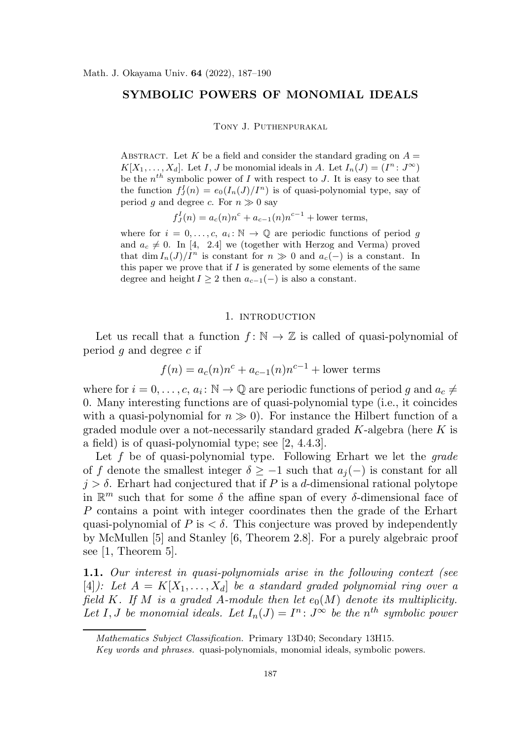# SYMBOLIC POWERS OF MONOMIAL IDEALS

Tony J. Puthenpurakal

Abstract. Let $K$ be a field and consider the standard grading on $A = K[X_1, \ldots, X_d]$. Let $I, J$ be monomial ideals in $A$. Let $I_n(J) = (I^n \colon J^\infty)$ be the $n^{th}$ symbolic power of $I$ with respect to $J$. It is easy to see that the function $f_J^I(n) = e_0(I_n(J)/I^n)$ is of quasi-polynomial type, say of period $g$ and degree $c$. For $n \gg 0$ say

$$f_J^I(n) = a_c(n)n^c + a_{c-1}(n)n^{c-1} + \text{lower terms},$$

where for $i = 0, \ldots, c$, $a_i \colon \mathbb{N} \to \mathbb{Q}$ are periodic functions of period $g$ and $a_c \neq 0$. In [4, 2.4] we (together with Herzog and Verma) proved that $\dim I_n(J)/I^n$ is constant for $n \gg 0$ and $a_c(-)$ is a constant. In this paper we prove that if $I$ is generated by some elements of the same degree and height $I \geq 2$ then $a_{c-1}(-)$ is also a constant.

## 1. introduction

Let us recall that a function $f \colon \mathbb{N} \to \mathbb{Z}$ is called of quasi-polynomial of period $g$ and degree $c$ if

$$f(n) = a_c(n)n^c + a_{c-1}(n)n^{c-1} + \text{lower terms}$$

where for $i = 0, \ldots, c$, $a_i \colon \mathbb{N} \to \mathbb{Q}$ are periodic functions of period $g$ and $a_c \neq 0$. Many interesting functions are of quasi-polynomial type (i.e., it coincides with a quasi-polynomial for $n \gg 0$). For instance the Hilbert function of a graded module over a not-necessarily standard graded $K$-algebra (here $K$ is a field) is of quasi-polynomial type; see [2, 4.4.3].

Let $f$ be of quasi-polynomial type. Following Erhart we let the *grade* of $f$ denote the smallest integer $\delta \geq -1$ such that $a_j(-)$ is constant for all $j > \delta$. Erhart had conjectured that if $P$ is a $d$-dimensional rational polytope in $\mathbb{R}^m$ such that for some $\delta$ the affine span of every $\delta$-dimensional face of $P$ contains a point with integer coordinates then the grade of the Erhart quasi-polynomial of $P$ is $< \delta$. This conjecture was proved by independently by McMullen [5] and Stanley [6, Theorem 2.8]. For a purely algebraic proof see [1, Theorem 5].

**1.1.** *Our interest in quasi-polynomials arise in the following context (see* [4]*): Let $A = K[X_1, \ldots, X_d]$ be a standard graded polynomial ring over a field $K$. If $M$ is a graded $A$-module then let $e_0(M)$ denote its multiplicity. Let $I, J$ be monomial ideals. Let $I_n(J) = I^n \colon J^\infty$ be the $n^{th}$ symbolic power*

*Mathematics Subject Classification.* Primary 13D40; Secondary 13H15.

*Key words and phrases.* quasi-polynomials, monomial ideals, symbolic powers.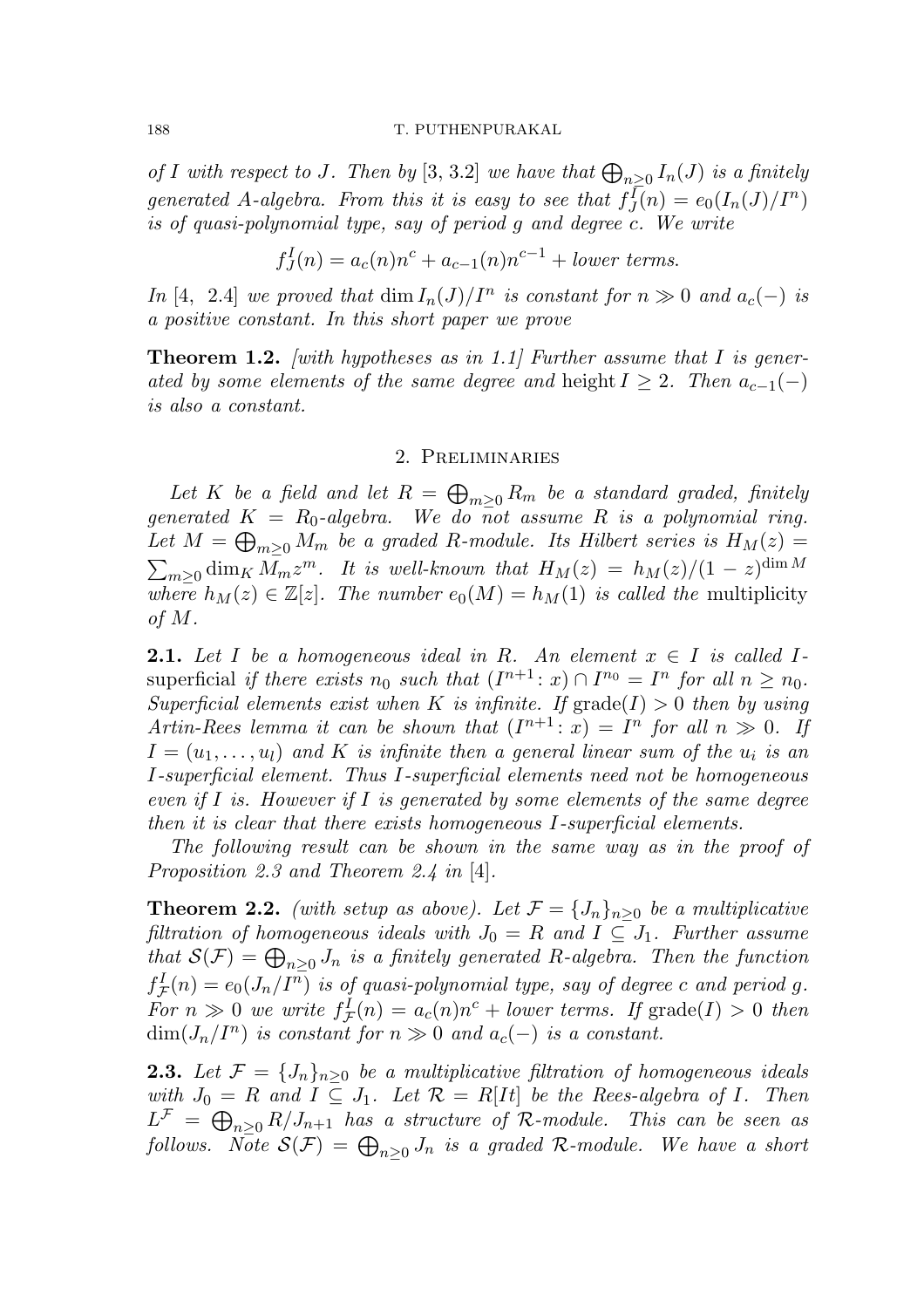*of $I$ with respect to $J$. Then by [3, 3.2] we have that $\bigoplus_{n\geq 0} I_n(J)$ is a finitely generated $A$-algebra. From this it is easy to see that $f_J^I(n) = e_0(I_n(J)/I^n)$ is of quasi-polynomial type, say of period $g$ and degree $c$. We write*

$$f_J^I(n) = a_c(n)n^c + a_{c-1}(n)n^{c-1} + \text{lower terms.}$$

*In [4, 2.4] we proved that $\dim I_n(J)/I^n$ is constant for $n \gg 0$ and $a_c(-)$ is a positive constant. In this short paper we prove*

**Theorem 1.2.** *[with hypotheses as in 1.1] Further assume that $I$ is generated by some elements of the same degree and* height $I \geq 2$. *Then $a_{c-1}(-)$ is also a constant.*

## 2. Preliminaries

*Let $K$ be a field and let $R = \bigoplus_{m\geq 0} R_m$ be a standard graded, finitely generated $K = R_0$-algebra. We do not assume $R$ is a polynomial ring. Let $M = \bigoplus_{m\geq 0} M_m$ be a graded $R$-module. Its Hilbert series is $H_M(z) = \sum_{m\geq 0} \dim_K M_m z^m$. It is well-known that $H_M(z) = h_M(z)/(1-z)^{\dim M}$ where $h_M(z) \in \mathbb{Z}[z]$. The number $e_0(M) = h_M(1)$ is called the* multiplicity *of $M$.*

**2.1.** *Let $I$ be a homogeneous ideal in $R$. An element $x \in I$ is called $I$-*superficial *if there exists $n_0$ such that $(I^{n+1} \colon x) \cap I^{n_0} = I^n$ for all $n \geq n_0$. Superficial elements exist when $K$ is infinite. If $\operatorname{grade}(I) > 0$ then by using Artin-Rees lemma it can be shown that $(I^{n+1} \colon x) = I^n$ for all $n \gg 0$. If $I = (u_1, \ldots, u_l)$ and $K$ is infinite then a general linear sum of the $u_i$ is an $I$-superficial element. Thus $I$-superficial elements need not be homogeneous even if $I$ is. However if $I$ is generated by some elements of the same degree then it is clear that there exists homogeneous $I$-superficial elements.*

*The following result can be shown in the same way as in the proof of Proposition 2.3 and Theorem 2.4 in [4].*

**Theorem 2.2.** *(with setup as above). Let $\mathcal{F} = \{J_n\}_{n\geq 0}$ be a multiplicative filtration of homogeneous ideals with $J_0 = R$ and $I \subseteq J_1$. Further assume that $\mathcal{S}(\mathcal{F}) = \bigoplus_{n\geq 0} J_n$ is a finitely generated $R$-algebra. Then the function $f_{\mathcal{F}}^I(n) = e_0(J_n/I^n)$ is of quasi-polynomial type, say of degree $c$ and period $g$. For $n \gg 0$ we write $f_{\mathcal{F}}^I(n) = a_c(n)n^c +$ lower terms. If $\operatorname{grade}(I) > 0$ then $\dim(J_n/I^n)$ is constant for $n \gg 0$ and $a_c(-)$ is a constant.*

**2.3.** *Let $\mathcal{F} = \{J_n\}_{n\geq 0}$ be a multiplicative filtration of homogeneous ideals with $J_0 = R$ and $I \subseteq J_1$. Let $\mathcal{R} = R[It]$ be the Rees-algebra of $I$. Then $L^{\mathcal{F}} = \bigoplus_{n\geq 0} R/J_{n+1}$ has a structure of $\mathcal{R}$-module. This can be seen as follows. Note $\mathcal{S}(\mathcal{F}) = \bigoplus_{n\geq 0} J_n$ is a graded $\mathcal{R}$-module. We have a short*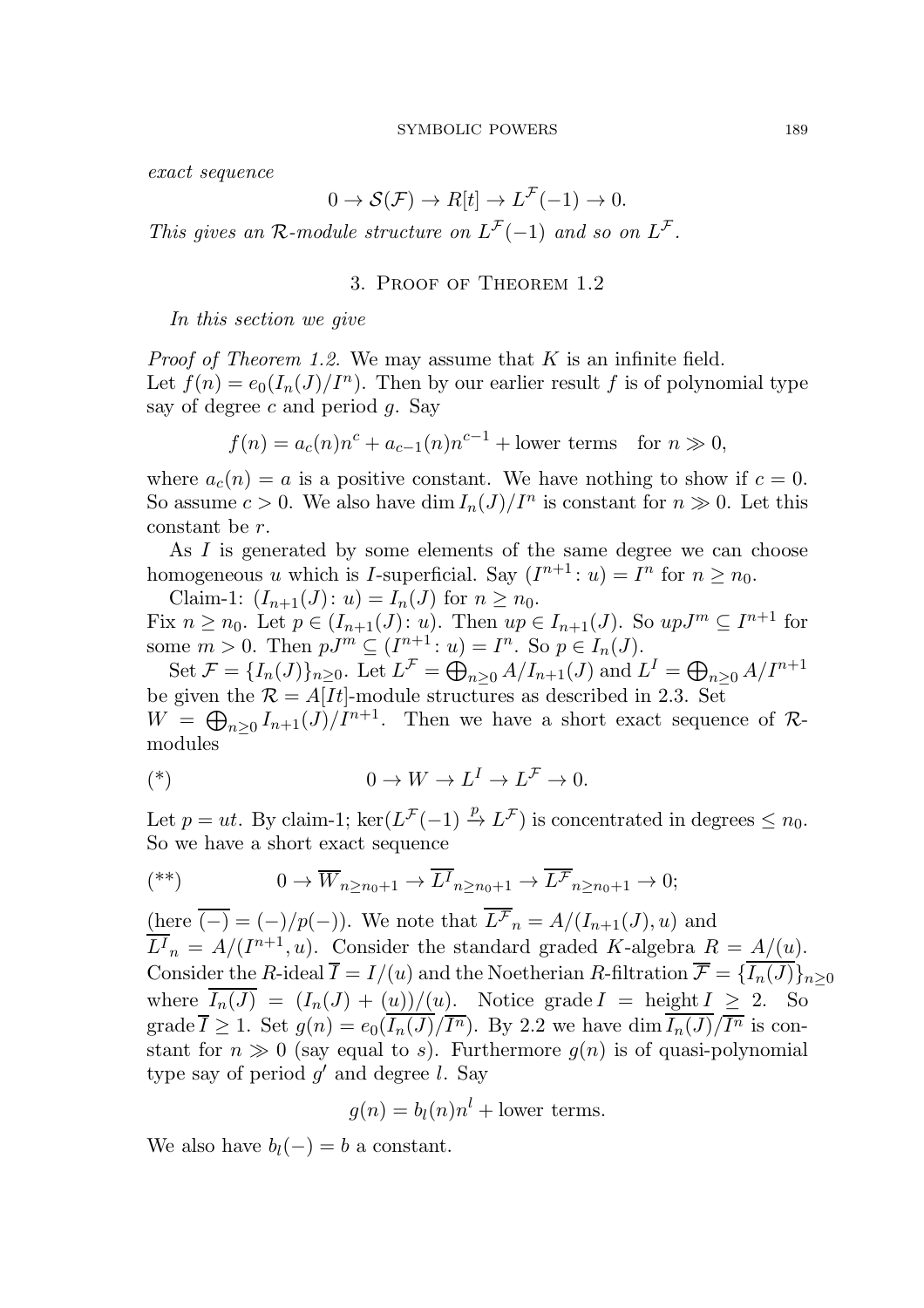*exact sequence*

$$0 \to \mathcal{S}(\mathcal{F}) \to R[t] \to L^{\mathcal{F}}(-1) \to 0.$$

*This gives an $\mathcal{R}$-module structure on $L^{\mathcal{F}}(-1)$ and so on $L^{\mathcal{F}}$.*

## 3. Proof of Theorem 1.2

*In this section we give*

*Proof of Theorem 1.2.* We may assume that $K$ is an infinite field.
Let $f(n) = e_0(I_n(J)/I^n)$. Then by our earlier result $f$ is of polynomial type say of degree $c$ and period $g$. Say

$$f(n) = a_c(n)n^c + a_{c-1}(n)n^{c-1} + \text{lower terms} \quad \text{for } n \gg 0,$$

where $a_c(n) = a$ is a positive constant. We have nothing to show if $c = 0$. So assume $c > 0$. We also have $\dim I_n(J)/I^n$ is constant for $n \gg 0$. Let this constant be $r$.

As $I$ is generated by some elements of the same degree we can choose homogeneous $u$ which is $I$-superficial. Say $(I^{n+1} \colon u) = I^n$ for $n \geq n_0$.

Claim-1: $(I_{n+1}(J) \colon u) = I_n(J)$ for $n \geq n_0$.
Fix $n \geq n_0$. Let $p \in (I_{n+1}(J) \colon u)$. Then $up \in I_{n+1}(J)$. So $upJ^m \subseteq I^{n+1}$ for some $m > 0$. Then $pJ^m \subseteq (I^{n+1} \colon u) = I^n$. So $p \in I_n(J)$.

Set $\mathcal{F} = \{I_n(J)\}_{n \geq 0}$. Let $L^{\mathcal{F}} = \bigoplus_{n \geq 0} A/I_{n+1}(J)$ and $L^I = \bigoplus_{n \geq 0} A/I^{n+1}$ be given the $\mathcal{R} = A[It]$-module structures as described in 2.3. Set $W = \bigoplus_{n \geq 0} I_{n+1}(J)/I^{n+1}$. Then we have a short exact sequence of $\mathcal{R}$-modules

$$(*) \qquad 0 \to W \to L^I \to L^{\mathcal{F}} \to 0.$$

Let $p = ut$. By claim-1; $\ker(L^{\mathcal{F}}(-1) \xrightarrow{p} L^{\mathcal{F}})$ is concentrated in degrees $\leq n_0$. So we have a short exact sequence

$$(**) \qquad 0 \to \overline{W}_{n \geq n_0+1} \to \overline{L^I}_{n \geq n_0+1} \to \overline{L^{\mathcal{F}}}_{n \geq n_0+1} \to 0;$$

(here $\overline{(-)} = (-)/p(-)$). We note that $\overline{L^{\mathcal{F}}}_n = A/(I_{n+1}(J), u)$ and $\overline{L^I}_n = A/(I^{n+1}, u)$. Consider the standard graded $K$-algebra $R = A/(u)$. Consider the $R$-ideal $\overline{I} = I/(u)$ and the Noetherian $R$-filtration $\overline{\mathcal{F}} = \{\overline{I_n(J)}\}_{n \geq 0}$ where $\overline{I_n(J)} = (I_n(J) + (u))/(u)$. Notice $\operatorname{grade} I = \operatorname{height} I \geq 2$. So $\operatorname{grade} \overline{I} \geq 1$. Set $g(n) = e_0(\overline{I_n(J)}/\overline{I^n})$. By 2.2 we have $\dim \overline{I_n(J)}/\overline{I^n}$ is constant for $n \gg 0$ (say equal to $s$). Furthermore $g(n)$ is of quasi-polynomial type say of period $g'$ and degree $l$. Say

$$g(n) = b_l(n)n^l + \text{lower terms}.$$

We also have $b_l(-) = b$ a constant.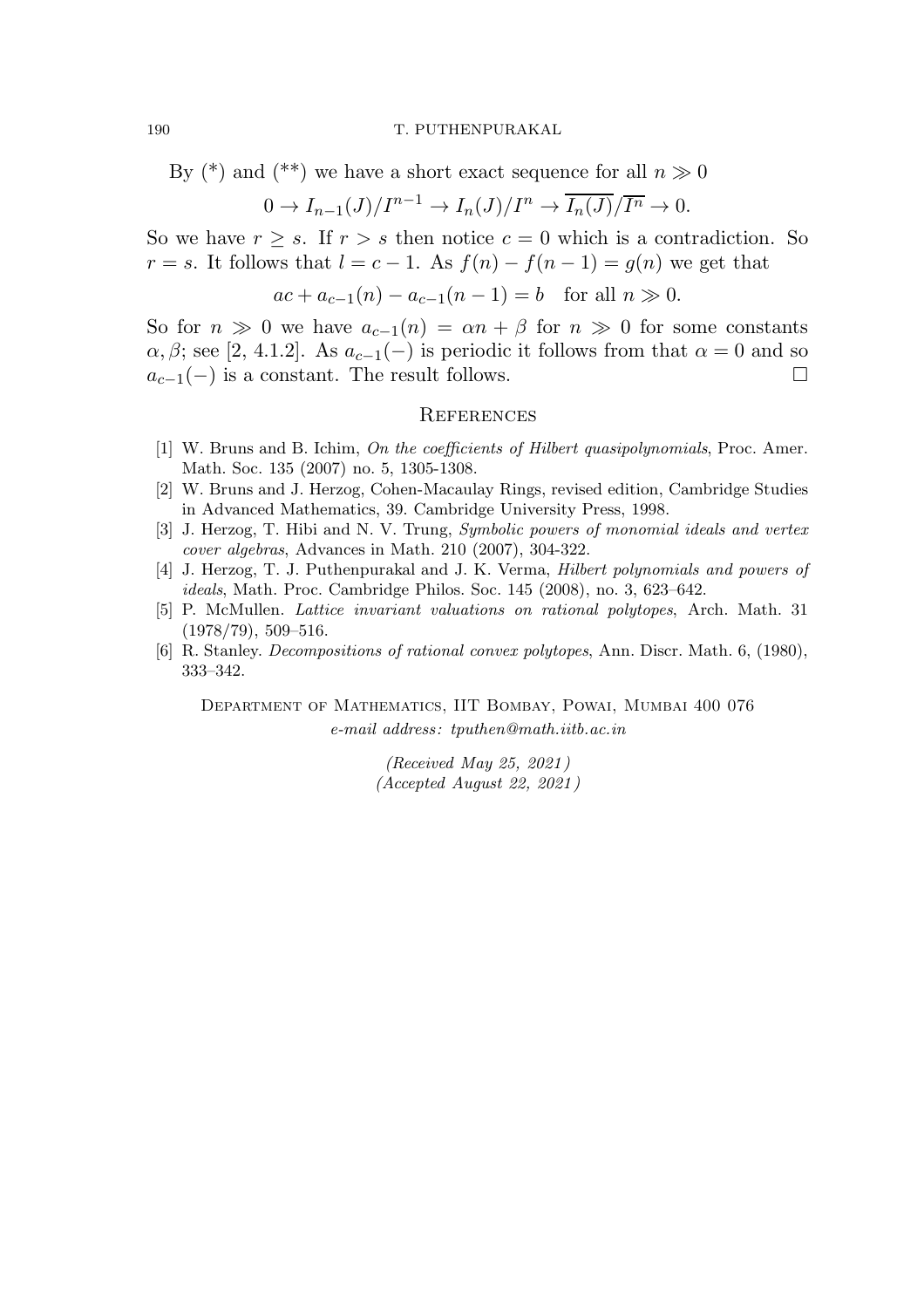By (*) and (**) we have a short exact sequence for all $n \gg 0$

$$0 \to I_{n-1}(J)/I^{n-1} \to I_n(J)/I^n \to \overline{I_n(J)}/\overline{I^n} \to 0.$$

So we have $r \geq s$. If $r > s$ then notice $c = 0$ which is a contradiction. So $r = s$. It follows that $l = c - 1$. As $f(n) - f(n-1) = g(n)$ we get that

$$ac + a_{c-1}(n) - a_{c-1}(n-1) = b \quad \text{for all } n \gg 0.$$

So for $n \gg 0$ we have $a_{c-1}(n) = \alpha n + \beta$ for $n \gg 0$ for some constants $\alpha, \beta$; see [2, 4.1.2]. As $a_{c-1}(-)$ is periodic it follows from that $\alpha = 0$ and so $a_{c-1}(-)$ is a constant. The result follows. $\square$

## References

[1] W. Bruns and B. Ichim, *On the coefficients of Hilbert quasipolynomials*, Proc. Amer. Math. Soc. 135 (2007) no. 5, 1305-1308.

[2] W. Bruns and J. Herzog, Cohen-Macaulay Rings, revised edition, Cambridge Studies in Advanced Mathematics, 39. Cambridge University Press, 1998.

[3] J. Herzog, T. Hibi and N. V. Trung, *Symbolic powers of monomial ideals and vertex cover algebras*, Advances in Math. 210 (2007), 304-322.

[4] J. Herzog, T. J. Puthenpurakal and J. K. Verma, *Hilbert polynomials and powers of ideals*, Math. Proc. Cambridge Philos. Soc. 145 (2008), no. 3, 623–642.

[5] P. McMullen. *Lattice invariant valuations on rational polytopes*, Arch. Math. 31 (1978/79), 509–516.

[6] R. Stanley. *Decompositions of rational convex polytopes*, Ann. Discr. Math. 6, (1980), 333–342.

Department of Mathematics, IIT Bombay, Powai, Mumbai 400 076
*e-mail address: tputhen@math.iitb.ac.in*

*(Received May 25, 2021)*
*(Accepted August 22, 2021)*